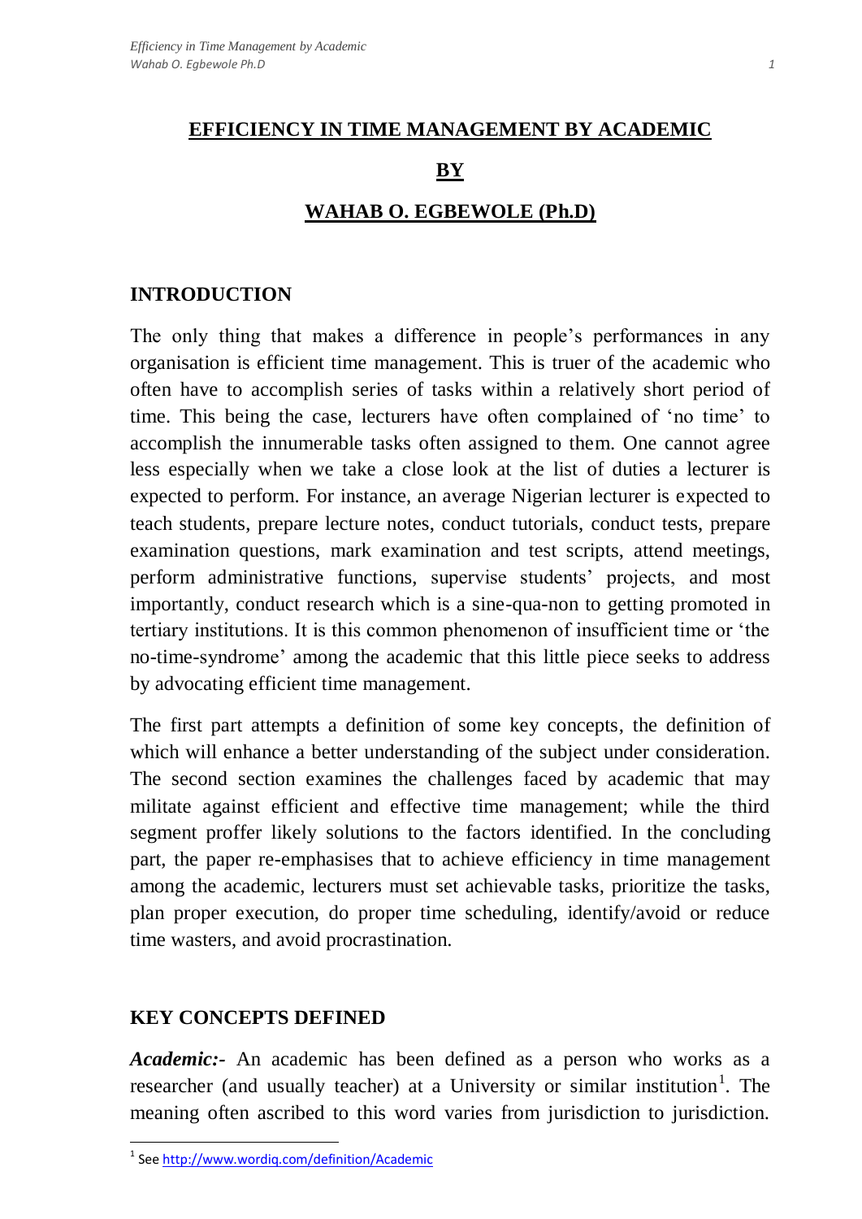# EFFICIENCY IN TIME MANAGEMENT BY ACADEMIC

## BY

## WAHAB O. EGBEWOLE (Ph.D)

## INTRODUCTION

The only thing that makes a difference in people's performances in any organisation is efficient time management. This is truer of the academic who often have to accomplish series of tasks within a relatively short period of time. This being the case, lecturers have often complained of 'no time' to accomplish the innumerable tasks often assigned to them. One cannot agree less especially when we take a close look at the list of duties a lecturer is expected to perform. For instance, an average Nigerian lecturer is expected to teach students, prepare lecture notes, conduct tutorials, conduct tests, prepare examination questions, mark examination and test scripts, attend meetings, perform administrative functions, supervise students' projects, and most importantly, conduct research which is a sine-qua-non to getting promoted in tertiary institutions. It is this common phenomenon of insufficient time or 'the no-time-syndrome' among the academic that this little piece seeks to address by advocating efficient time management.

The first part attempts a definition of some key concepts, the definition of which will enhance a better understanding of the subject under consideration. The second section examines the challenges faced by academic that may militate against efficient and effective time management; while the third segment proffer likely solutions to the factors identified. In the concluding part, the paper re-emphasises that to achieve efficiency in time management among the academic, lecturers must set achievable tasks, prioritize the tasks, plan proper execution, do proper time scheduling, identify/avoid or reduce time wasters, and avoid procrastination.

## KEY CONCEPTS DEFINED

***Academic:-*** An academic has been defined as a person who works as a researcher (and usually teacher) at a University or similar institution[1]. The meaning often ascribed to this word varies from jurisdiction to jurisdiction.

---

[1] See http://www.wordiq.com/definition/Academic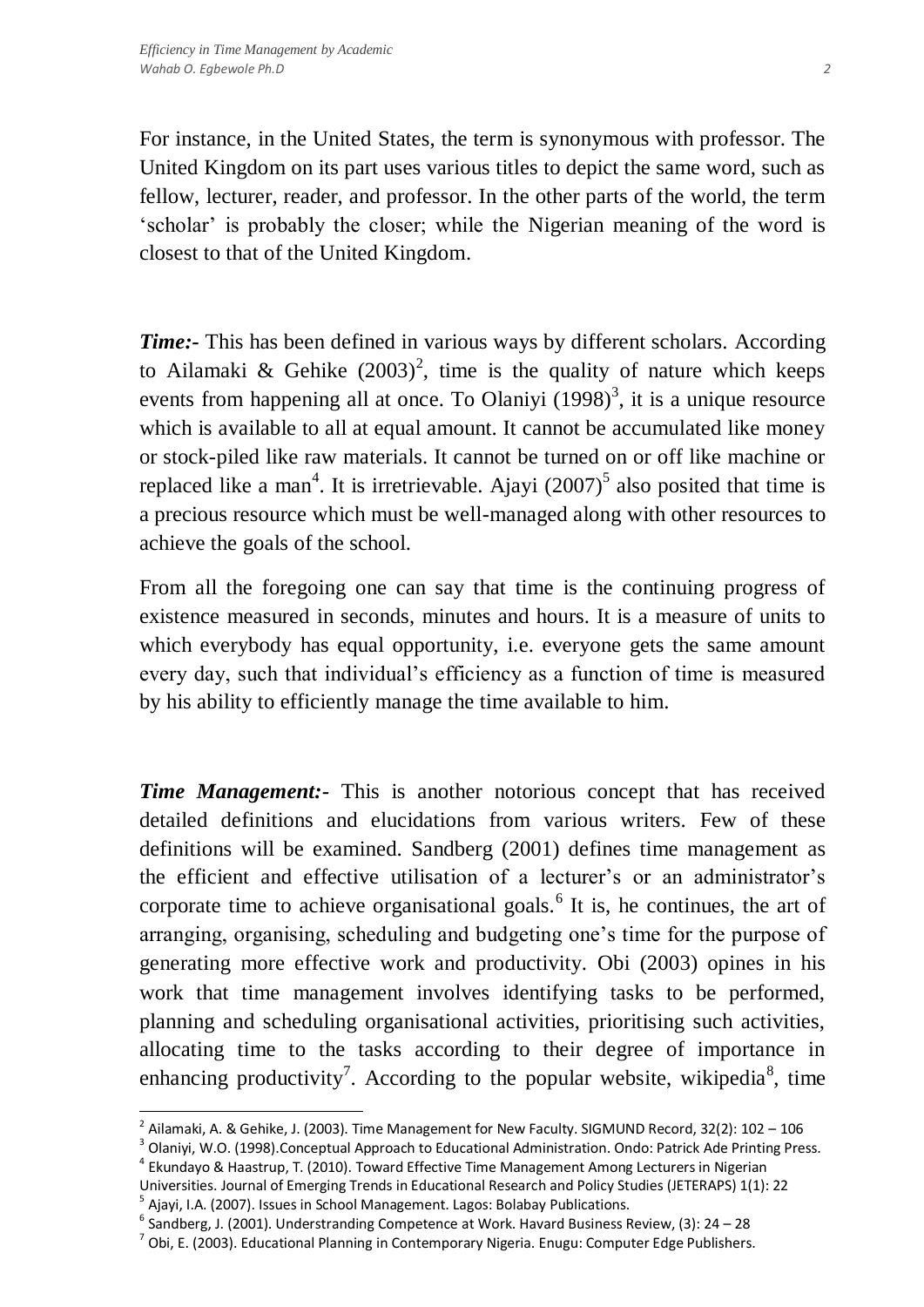For instance, in the United States, the term is synonymous with professor. The United Kingdom on its part uses various titles to depict the same word, such as fellow, lecturer, reader, and professor. In the other parts of the world, the term 'scholar' is probably the closer; while the Nigerian meaning of the word is closest to that of the United Kingdom.

***Time:-*** This has been defined in various ways by different scholars. According to Ailamaki & Gehike (2003)[2], time is the quality of nature which keeps events from happening all at once. To Olaniyi (1998)[3], it is a unique resource which is available to all at equal amount. It cannot be accumulated like money or stock-piled like raw materials. It cannot be turned on or off like machine or replaced like a man[4]. It is irretrievable. Ajayi (2007)[5] also posited that time is a precious resource which must be well-managed along with other resources to achieve the goals of the school.

From all the foregoing one can say that time is the continuing progress of existence measured in seconds, minutes and hours. It is a measure of units to which everybody has equal opportunity, i.e. everyone gets the same amount every day, such that individual's efficiency as a function of time is measured by his ability to efficiently manage the time available to him.

***Time Management:-*** This is another notorious concept that has received detailed definitions and elucidations from various writers. Few of these definitions will be examined. Sandberg (2001) defines time management as the efficient and effective utilisation of a lecturer's or an administrator's corporate time to achieve organisational goals.[6] It is, he continues, the art of arranging, organising, scheduling and budgeting one's time for the purpose of generating more effective work and productivity. Obi (2003) opines in his work that time management involves identifying tasks to be performed, planning and scheduling organisational activities, prioritising such activities, allocating time to the tasks according to their degree of importance in enhancing productivity[7]. According to the popular website, wikipedia[8], time

---

[2] Ailamaki, A. & Gehike, J. (2003). Time Management for New Faculty. SIGMUND Record, 32(2): 102 – 106

[3] Olaniyi, W.O. (1998).Conceptual Approach to Educational Administration. Ondo: Patrick Ade Printing Press.

[4] Ekundayo & Haastrup, T. (2010). Toward Effective Time Management Among Lecturers in Nigerian Universities. Journal of Emerging Trends in Educational Research and Policy Studies (JETERAPS) 1(1): 22

[5] Ajayi, I.A. (2007). Issues in School Management. Lagos: Bolabay Publications.

[6] Sandberg, J. (2001). Understranding Competence at Work. Havard Business Review, (3): 24 – 28

[7] Obi, E. (2003). Educational Planning in Contemporary Nigeria. Enugu: Computer Edge Publishers.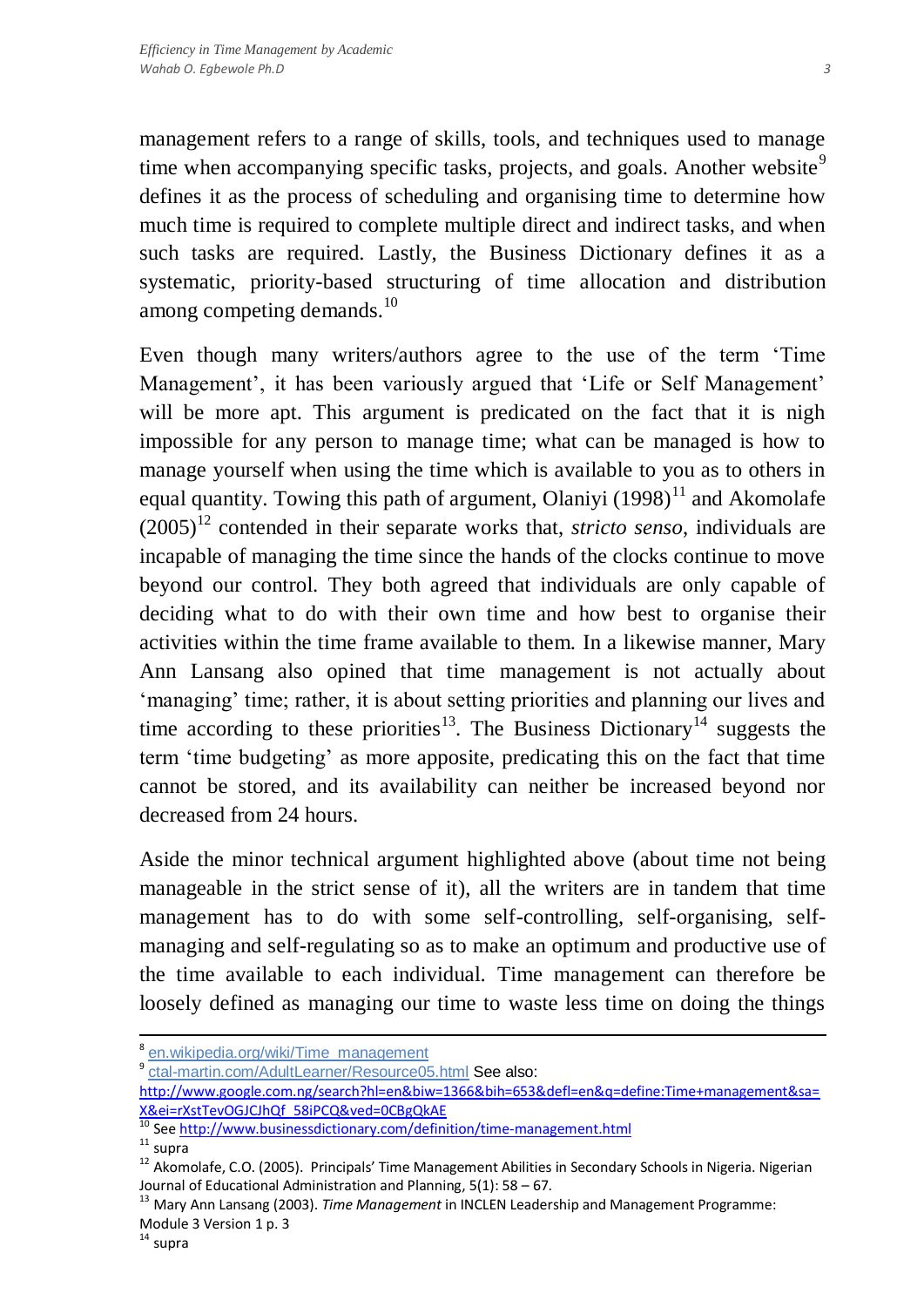management refers to a range of skills, tools, and techniques used to manage time when accompanying specific tasks, projects, and goals. Another website[9] defines it as the process of scheduling and organising time to determine how much time is required to complete multiple direct and indirect tasks, and when such tasks are required. Lastly, the Business Dictionary defines it as a systematic, priority-based structuring of time allocation and distribution among competing demands.[10]

Even though many writers/authors agree to the use of the term 'Time Management', it has been variously argued that 'Life or Self Management' will be more apt. This argument is predicated on the fact that it is nigh impossible for any person to manage time; what can be managed is how to manage yourself when using the time which is available to you as to others in equal quantity. Towing this path of argument, Olaniyi (1998)[11] and Akomolafe (2005)[12] contended in their separate works that, *stricto senso*, individuals are incapable of managing the time since the hands of the clocks continue to move beyond our control. They both agreed that individuals are only capable of deciding what to do with their own time and how best to organise their activities within the time frame available to them. In a likewise manner, Mary Ann Lansang also opined that time management is not actually about 'managing' time; rather, it is about setting priorities and planning our lives and time according to these priorities[13]. The Business Dictionary[14] suggests the term 'time budgeting' as more apposite, predicating this on the fact that time cannot be stored, and its availability can neither be increased beyond nor decreased from 24 hours.

Aside the minor technical argument highlighted above (about time not being manageable in the strict sense of it), all the writers are in tandem that time management has to do with some self-controlling, self-organising, self-managing and self-regulating so as to make an optimum and productive use of the time available to each individual. Time management can therefore be loosely defined as managing our time to waste less time on doing the things

---

[8] en.wikipedia.org/wiki/Time_management

[9] ctal-martin.com/AdultLearner/Resource05.html See also: http://www.google.com.ng/search?hl=en&biw=1366&bih=653&defl=en&q=define:Time+management&sa=X&ei=rXstTevOGJCJhQf_58iPCQ&ved=0CBgQkAE

[10] See http://www.businessdictionary.com/definition/time-management.html

[11] supra

[12] Akomolafe, C.O. (2005). Principals' Time Management Abilities in Secondary Schools in Nigeria. Nigerian Journal of Educational Administration and Planning, 5(1): 58 – 67.

[13] Mary Ann Lansang (2003). *Time Management* in INCLEN Leadership and Management Programme: Module 3 Version 1 p. 3

[14] supra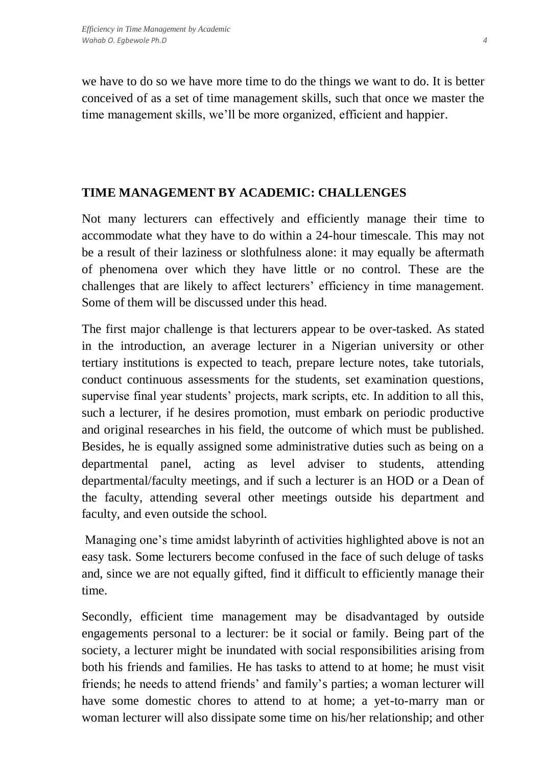we have to do so we have more time to do the things we want to do. It is better conceived of as a set of time management skills, such that once we master the time management skills, we'll be more organized, efficient and happier.

## TIME MANAGEMENT BY ACADEMIC: CHALLENGES

Not many lecturers can effectively and efficiently manage their time to accommodate what they have to do within a 24-hour timescale. This may not be a result of their laziness or slothfulness alone: it may equally be aftermath of phenomena over which they have little or no control. These are the challenges that are likely to affect lecturers' efficiency in time management. Some of them will be discussed under this head.

The first major challenge is that lecturers appear to be over-tasked. As stated in the introduction, an average lecturer in a Nigerian university or other tertiary institutions is expected to teach, prepare lecture notes, take tutorials, conduct continuous assessments for the students, set examination questions, supervise final year students' projects, mark scripts, etc. In addition to all this, such a lecturer, if he desires promotion, must embark on periodic productive and original researches in his field, the outcome of which must be published. Besides, he is equally assigned some administrative duties such as being on a departmental panel, acting as level adviser to students, attending departmental/faculty meetings, and if such a lecturer is an HOD or a Dean of the faculty, attending several other meetings outside his department and faculty, and even outside the school.

Managing one's time amidst labyrinth of activities highlighted above is not an easy task. Some lecturers become confused in the face of such deluge of tasks and, since we are not equally gifted, find it difficult to efficiently manage their time.

Secondly, efficient time management may be disadvantaged by outside engagements personal to a lecturer: be it social or family. Being part of the society, a lecturer might be inundated with social responsibilities arising from both his friends and families. He has tasks to attend to at home; he must visit friends; he needs to attend friends' and family's parties; a woman lecturer will have some domestic chores to attend to at home; a yet-to-marry man or woman lecturer will also dissipate some time on his/her relationship; and other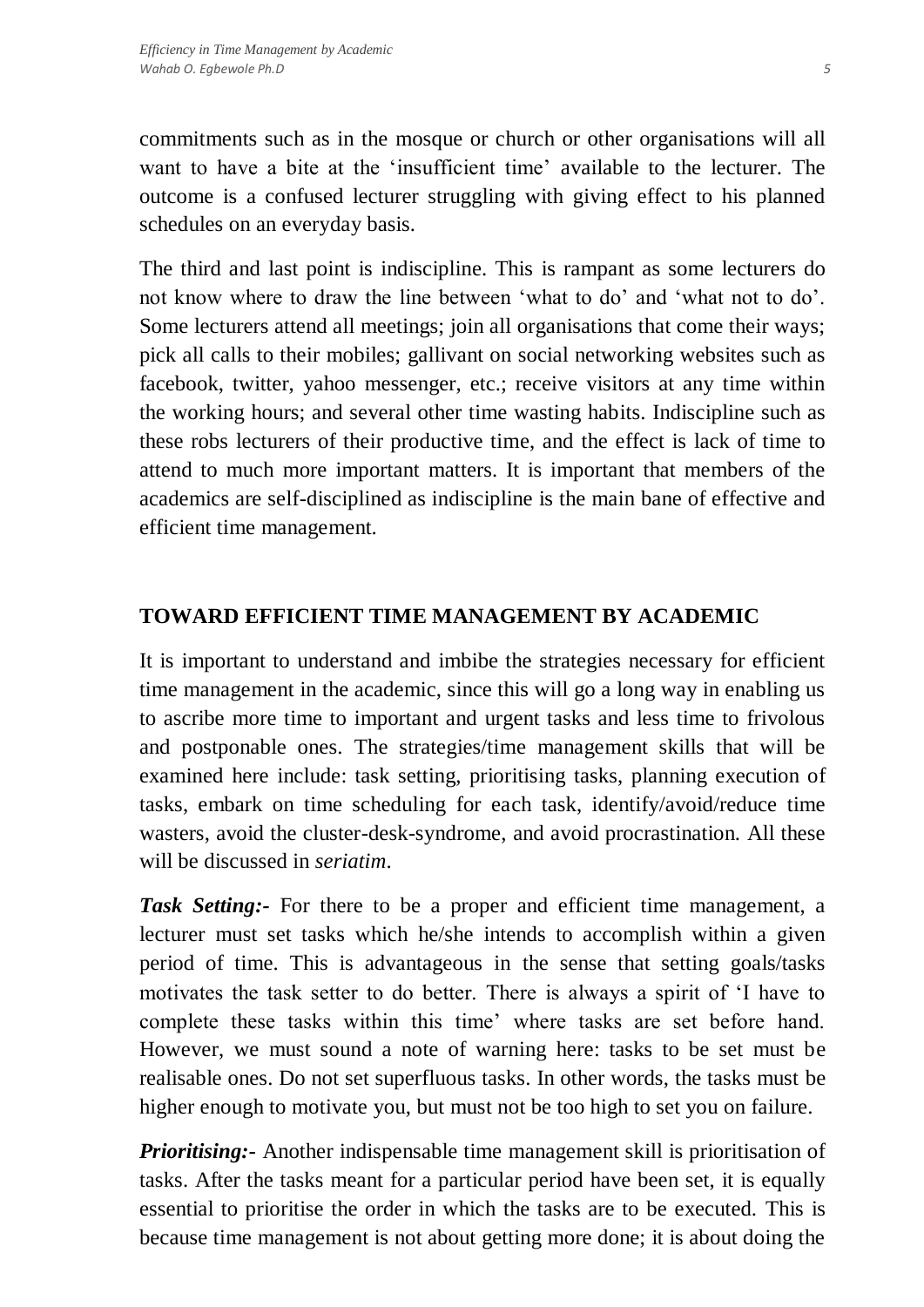commitments such as in the mosque or church or other organisations will all want to have a bite at the 'insufficient time' available to the lecturer. The outcome is a confused lecturer struggling with giving effect to his planned schedules on an everyday basis.

The third and last point is indiscipline. This is rampant as some lecturers do not know where to draw the line between 'what to do' and 'what not to do'. Some lecturers attend all meetings; join all organisations that come their ways; pick all calls to their mobiles; gallivant on social networking websites such as facebook, twitter, yahoo messenger, etc.; receive visitors at any time within the working hours; and several other time wasting habits. Indiscipline such as these robs lecturers of their productive time, and the effect is lack of time to attend to much more important matters. It is important that members of the academics are self-disciplined as indiscipline is the main bane of effective and efficient time management.

## TOWARD EFFICIENT TIME MANAGEMENT BY ACADEMIC

It is important to understand and imbibe the strategies necessary for efficient time management in the academic, since this will go a long way in enabling us to ascribe more time to important and urgent tasks and less time to frivolous and postponable ones. The strategies/time management skills that will be examined here include: task setting, prioritising tasks, planning execution of tasks, embark on time scheduling for each task, identify/avoid/reduce time wasters, avoid the cluster-desk-syndrome, and avoid procrastination. All these will be discussed in *seriatim*.

***Task Setting:-*** For there to be a proper and efficient time management, a lecturer must set tasks which he/she intends to accomplish within a given period of time. This is advantageous in the sense that setting goals/tasks motivates the task setter to do better. There is always a spirit of 'I have to complete these tasks within this time' where tasks are set before hand. However, we must sound a note of warning here: tasks to be set must be realisable ones. Do not set superfluous tasks. In other words, the tasks must be higher enough to motivate you, but must not be too high to set you on failure.

***Prioritising:-*** Another indispensable time management skill is prioritisation of tasks. After the tasks meant for a particular period have been set, it is equally essential to prioritise the order in which the tasks are to be executed. This is because time management is not about getting more done; it is about doing the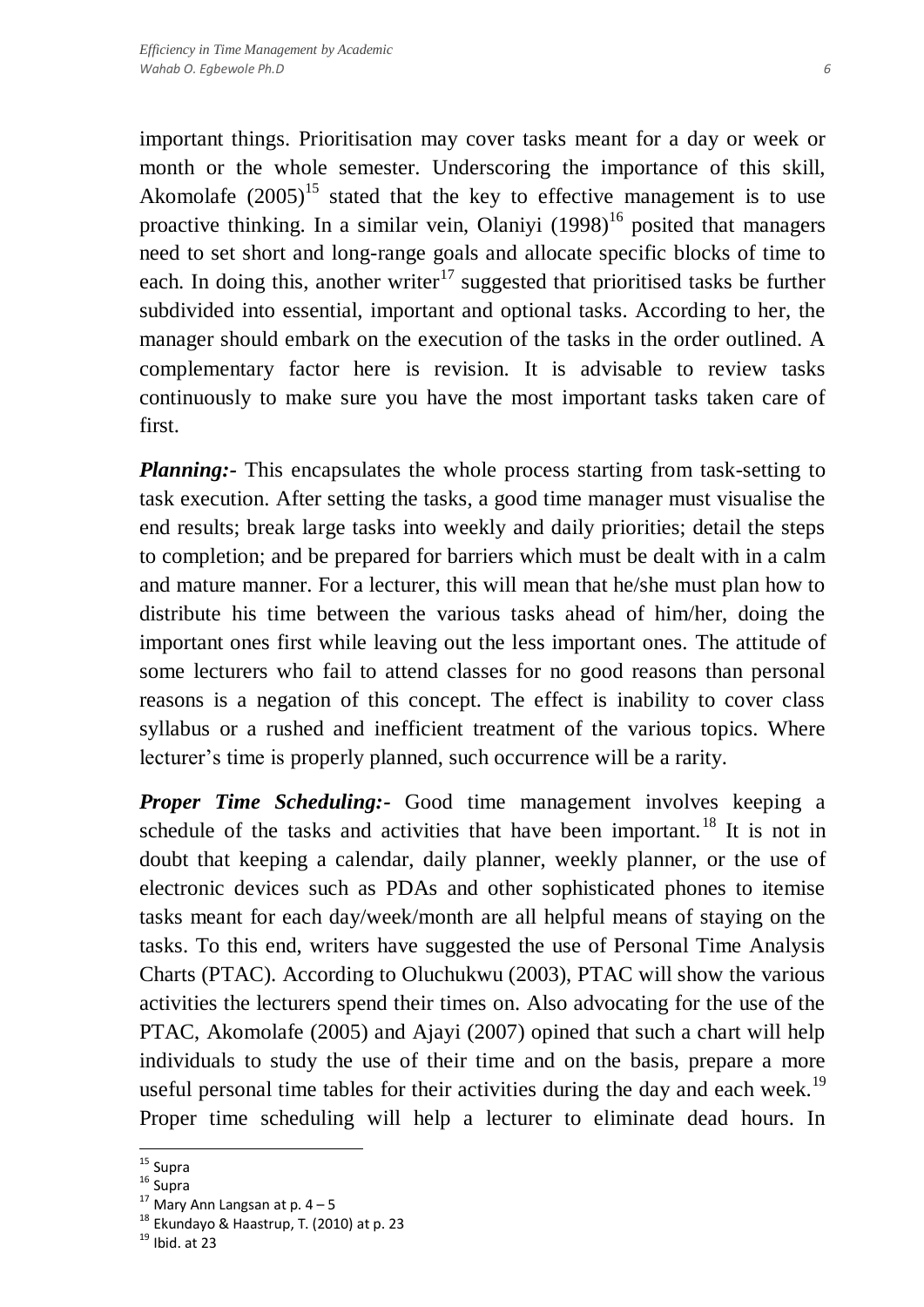important things. Prioritisation may cover tasks meant for a day or week or month or the whole semester. Underscoring the importance of this skill, Akomolafe (2005)[15] stated that the key to effective management is to use proactive thinking. In a similar vein, Olaniyi (1998)[16] posited that managers need to set short and long-range goals and allocate specific blocks of time to each. In doing this, another writer[17] suggested that prioritised tasks be further subdivided into essential, important and optional tasks. According to her, the manager should embark on the execution of the tasks in the order outlined. A complementary factor here is revision. It is advisable to review tasks continuously to make sure you have the most important tasks taken care of first.

***Planning:-*** This encapsulates the whole process starting from task-setting to task execution. After setting the tasks, a good time manager must visualise the end results; break large tasks into weekly and daily priorities; detail the steps to completion; and be prepared for barriers which must be dealt with in a calm and mature manner. For a lecturer, this will mean that he/she must plan how to distribute his time between the various tasks ahead of him/her, doing the important ones first while leaving out the less important ones. The attitude of some lecturers who fail to attend classes for no good reasons than personal reasons is a negation of this concept. The effect is inability to cover class syllabus or a rushed and inefficient treatment of the various topics. Where lecturer's time is properly planned, such occurrence will be a rarity.

***Proper Time Scheduling:-*** Good time management involves keeping a schedule of the tasks and activities that have been important.[18] It is not in doubt that keeping a calendar, daily planner, weekly planner, or the use of electronic devices such as PDAs and other sophisticated phones to itemise tasks meant for each day/week/month are all helpful means of staying on the tasks. To this end, writers have suggested the use of Personal Time Analysis Charts (PTAC). According to Oluchukwu (2003), PTAC will show the various activities the lecturers spend their times on. Also advocating for the use of the PTAC, Akomolafe (2005) and Ajayi (2007) opined that such a chart will help individuals to study the use of their time and on the basis, prepare a more useful personal time tables for their activities during the day and each week.[19] Proper time scheduling will help a lecturer to eliminate dead hours. In

---

[15] Supra

[16] Supra

[17] Mary Ann Langsan at p. 4 – 5

[18] Ekundayo & Haastrup, T. (2010) at p. 23

[19] Ibid. at 23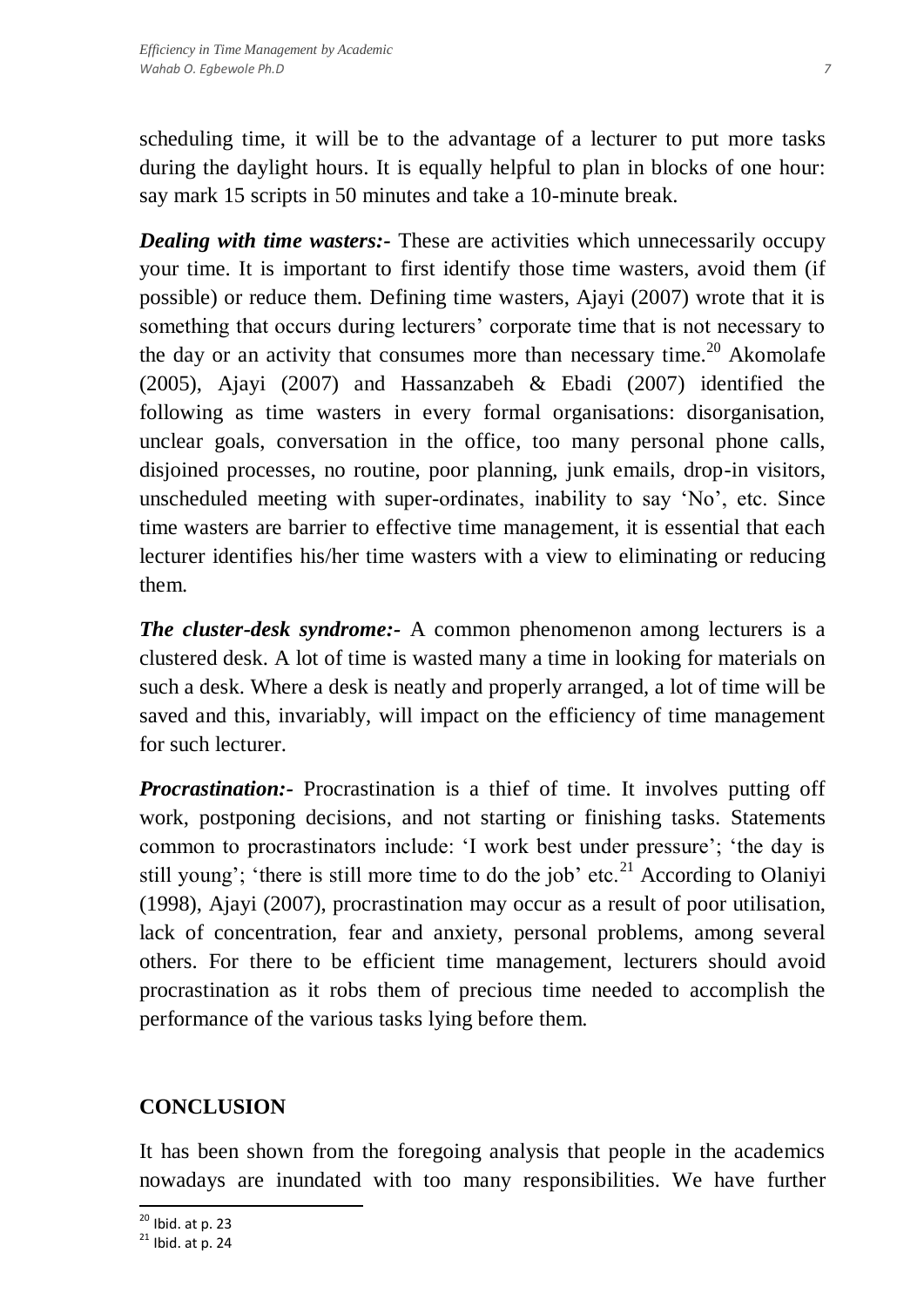scheduling time, it will be to the advantage of a lecturer to put more tasks during the daylight hours. It is equally helpful to plan in blocks of one hour: say mark 15 scripts in 50 minutes and take a 10-minute break.

***Dealing with time wasters:-*** These are activities which unnecessarily occupy your time. It is important to first identify those time wasters, avoid them (if possible) or reduce them. Defining time wasters, Ajayi (2007) wrote that it is something that occurs during lecturers' corporate time that is not necessary to the day or an activity that consumes more than necessary time.[20] Akomolafe (2005), Ajayi (2007) and Hassanzabeh & Ebadi (2007) identified the following as time wasters in every formal organisations: disorganisation, unclear goals, conversation in the office, too many personal phone calls, disjoined processes, no routine, poor planning, junk emails, drop-in visitors, unscheduled meeting with super-ordinates, inability to say 'No', etc. Since time wasters are barrier to effective time management, it is essential that each lecturer identifies his/her time wasters with a view to eliminating or reducing them.

***The cluster-desk syndrome:-*** A common phenomenon among lecturers is a clustered desk. A lot of time is wasted many a time in looking for materials on such a desk. Where a desk is neatly and properly arranged, a lot of time will be saved and this, invariably, will impact on the efficiency of time management for such lecturer.

***Procrastination:-*** Procrastination is a thief of time. It involves putting off work, postponing decisions, and not starting or finishing tasks. Statements common to procrastinators include: 'I work best under pressure'; 'the day is still young'; 'there is still more time to do the job' etc.[21] According to Olaniyi (1998), Ajayi (2007), procrastination may occur as a result of poor utilisation, lack of concentration, fear and anxiety, personal problems, among several others. For there to be efficient time management, lecturers should avoid procrastination as it robs them of precious time needed to accomplish the performance of the various tasks lying before them.

## CONCLUSION

It has been shown from the foregoing analysis that people in the academics nowadays are inundated with too many responsibilities. We have further

---

[20] Ibid. at p. 23

[21] Ibid. at p. 24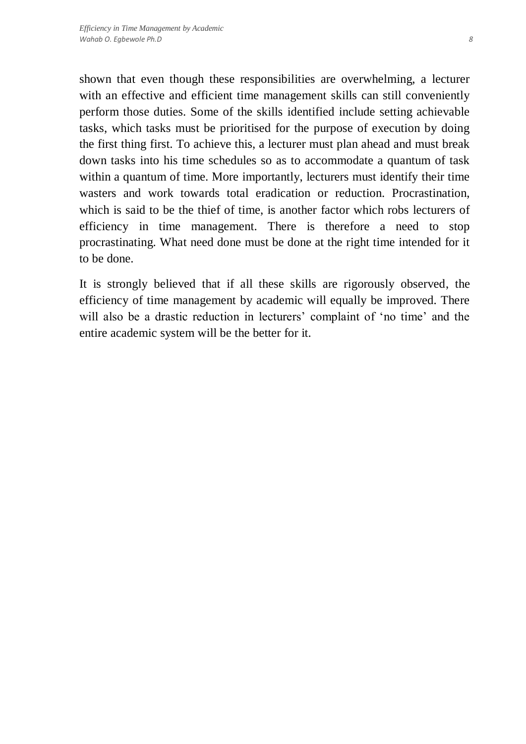shown that even though these responsibilities are overwhelming, a lecturer with an effective and efficient time management skills can still conveniently perform those duties. Some of the skills identified include setting achievable tasks, which tasks must be prioritised for the purpose of execution by doing the first thing first. To achieve this, a lecturer must plan ahead and must break down tasks into his time schedules so as to accommodate a quantum of task within a quantum of time. More importantly, lecturers must identify their time wasters and work towards total eradication or reduction. Procrastination, which is said to be the thief of time, is another factor which robs lecturers of efficiency in time management. There is therefore a need to stop procrastinating. What need done must be done at the right time intended for it to be done.

It is strongly believed that if all these skills are rigorously observed, the efficiency of time management by academic will equally be improved. There will also be a drastic reduction in lecturers' complaint of 'no time' and the entire academic system will be the better for it.